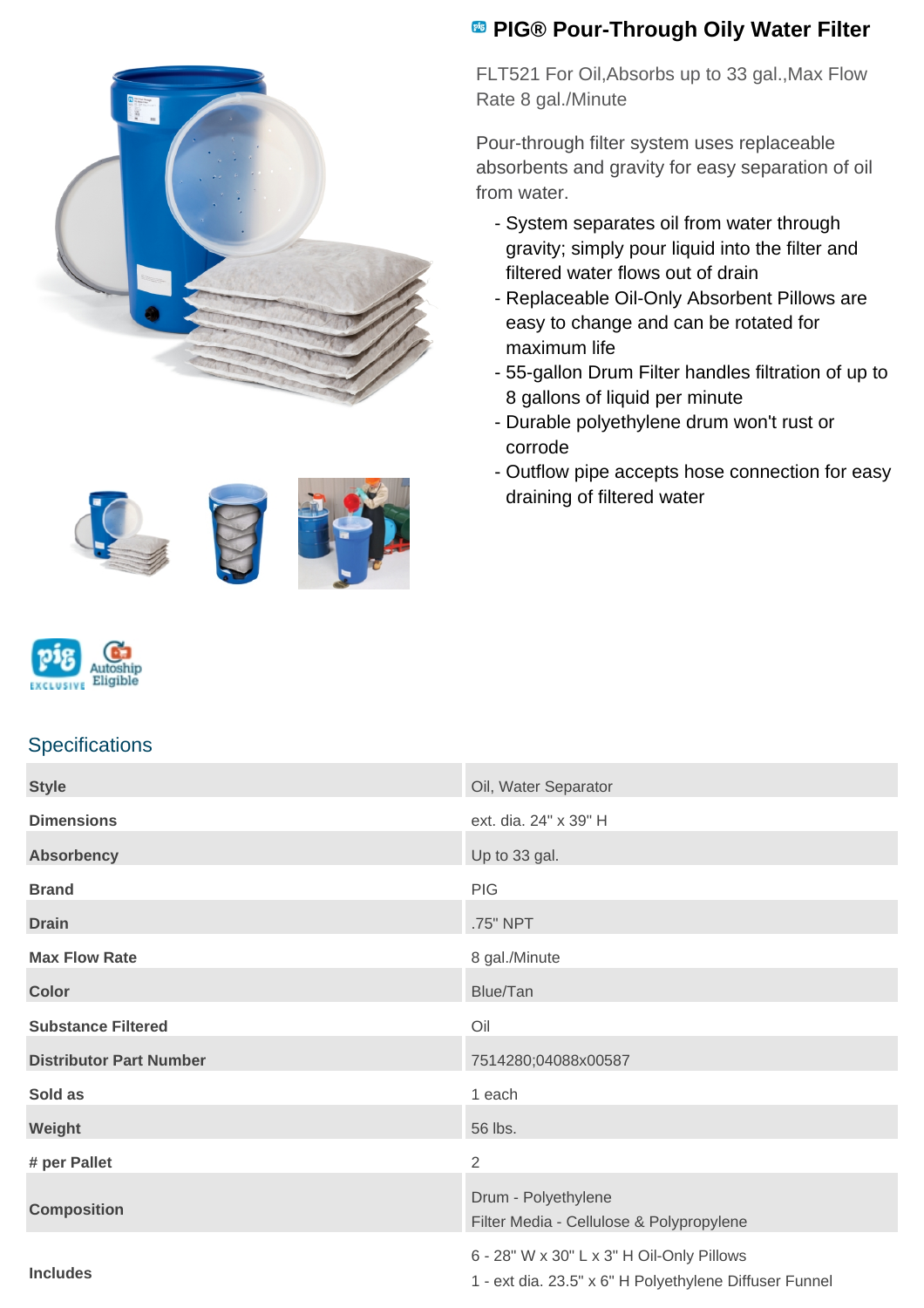# PIG® Pour-Through Oily Water Filter

FLT521 For Oil,Absorbs up to 33 gal.,Max Flow Rate 8 gal./Minute

Pour-through filter system uses replaceable absorbents and gravity for easy separation of oil from water.

- System separates oil from water through gravity; simply pour liquid into the filter and filtered water flows out of drain
- Replaceable Oil-Only Absorbent Pillows are easy to change and can be rotated for maximum life
- 55-gallon Drum Filter handles filtration of up to 8 gallons of liquid per minute
- Durable polyethylene drum won't rust or corrode
- Outflow pipe accepts hose connection for easy draining of filtered water

## Specifications

| | |
|---|---|
| **Style** | Oil, Water Separator |
| **Dimensions** | ext. dia. 24" x 39" H |
| **Absorbency** | Up to 33 gal. |
| **Brand** | PIG |
| **Drain** | .75" NPT |
| **Max Flow Rate** | 8 gal./Minute |
| **Color** | Blue/Tan |
| **Substance Filtered** | Oil |
| **Distributor Part Number** | 7514280;04088x00587 |
| **Sold as** | 1 each |
| **Weight** | 56 lbs. |
| **# per Pallet** | 2 |
| **Composition** | Drum - Polyethylene<br>Filter Media - Cellulose & Polypropylene |
| **Includes** | 6 - 28" W x 30" L x 3" H Oil-Only Pillows<br>1 - ext dia. 23.5" x 6" H Polyethylene Diffuser Funnel |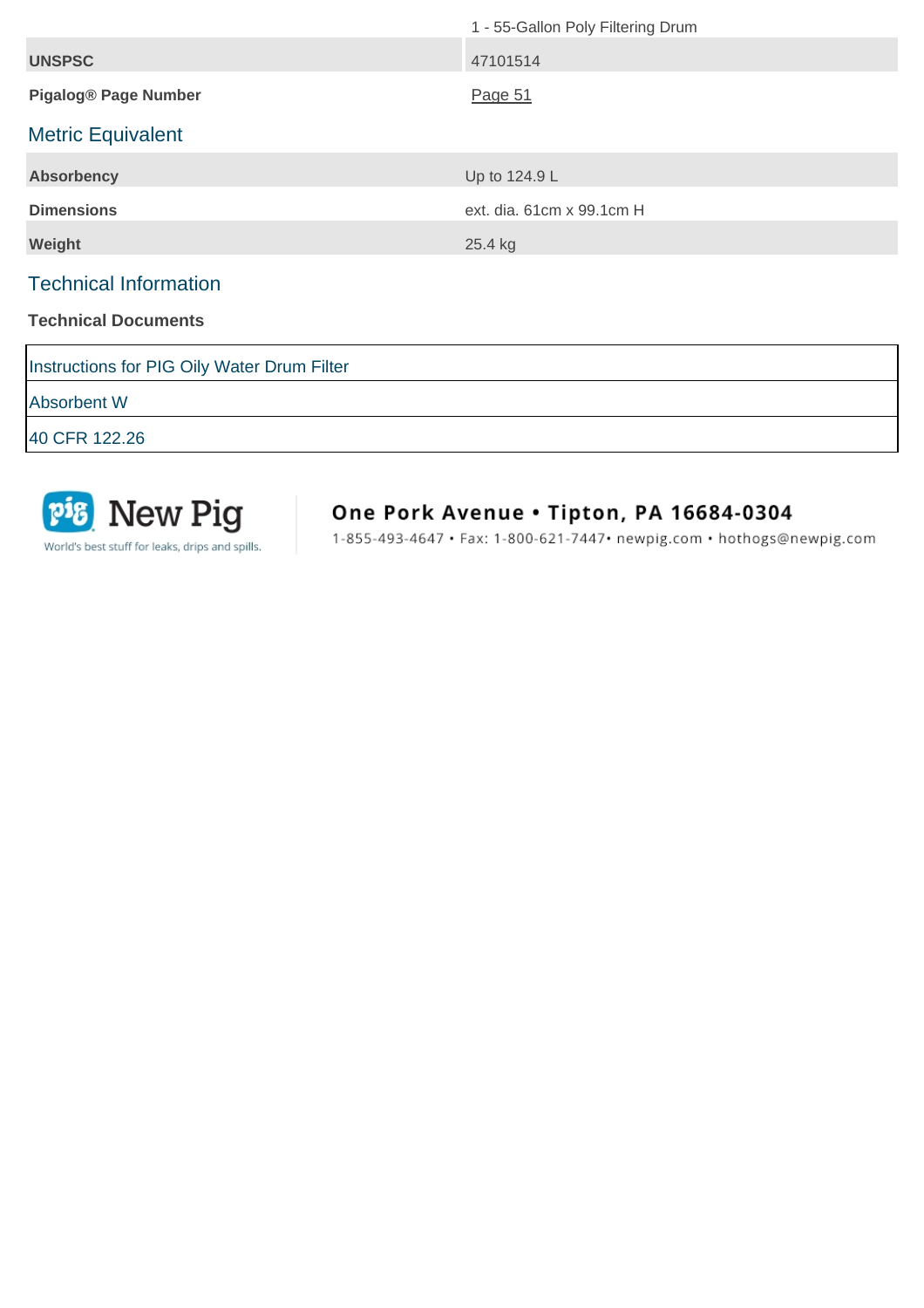| | |
|---|---|
| | 1 - 55-Gallon Poly Filtering Drum |
| **UNSPSC** | 47101514 |
| **Pigalog® Page Number** | Page 51 |

## Metric Equivalent

| | |
|---|---|
| **Absorbency** | Up to 124.9 L |
| **Dimensions** | ext. dia. 61cm x 99.1cm H |
| **Weight** | 25.4 kg |

## Technical Information

### Technical Documents

| |
|---|
| Instructions for PIG Oily Water Drum Filter |
| Absorbent W |
| 40 CFR 122.26 |

New Pig
World's best stuff for leaks, drips and spills.

One Pork Avenue • Tipton, PA 16684-0304
1-855-493-4647 • Fax: 1-800-621-7447• newpig.com • hothogs@newpig.com